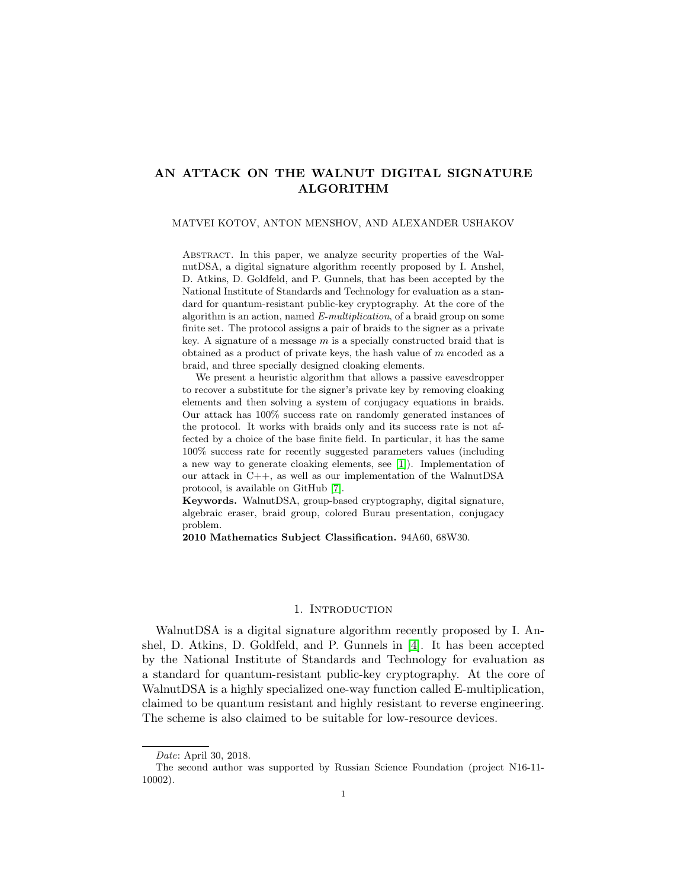# AN ATTACK ON THE WALNUT DIGITAL SIGNATURE ALGORITHM

MATVEI KOTOV, ANTON MENSHOV, AND ALEXANDER USHAKOV

ABSTRACT. In this paper, we analyze security properties of the WalnutDSA, a digital signature algorithm recently proposed by I. Anshel, D. Atkins, D. Goldfeld, and P. Gunnels, that has been accepted by the National Institute of Standards and Technology for evaluation as a standard for quantum-resistant public-key cryptography. At the core of the algorithm is an action, named *E-multiplication*, of a braid group on some finite set. The protocol assigns a pair of braids to the signer as a private key. A signature of a message $m$ is a specially constructed braid that is obtained as a product of private keys, the hash value of $m$ encoded as a braid, and three specially designed cloaking elements.

We present a heuristic algorithm that allows a passive eavesdropper to recover a substitute for the signer's private key by removing cloaking elements and then solving a system of conjugacy equations in braids. Our attack has 100% success rate on randomly generated instances of the protocol. It works with braids only and its success rate is not affected by a choice of the base finite field. In particular, it has the same 100% success rate for recently suggested parameters values (including a new way to generate cloaking elements, see [1]). Implementation of our attack in C++, as well as our implementation of the WalnutDSA protocol, is available on GitHub [7].

**Keywords.** WalnutDSA, group-based cryptography, digital signature, algebraic eraser, braid group, colored Burau presentation, conjugacy problem.

**2010 Mathematics Subject Classification.** 94A60, 68W30.

## 1. INTRODUCTION

WalnutDSA is a digital signature algorithm recently proposed by I. Anshel, D. Atkins, D. Goldfeld, and P. Gunnels in [4]. It has been accepted by the National Institute of Standards and Technology for evaluation as a standard for quantum-resistant public-key cryptography. At the core of WalnutDSA is a highly specialized one-way function called E-multiplication, claimed to be quantum resistant and highly resistant to reverse engineering. The scheme is also claimed to be suitable for low-resource devices.

---

*Date*: April 30, 2018.

The second author was supported by Russian Science Foundation (project N16-11-10002).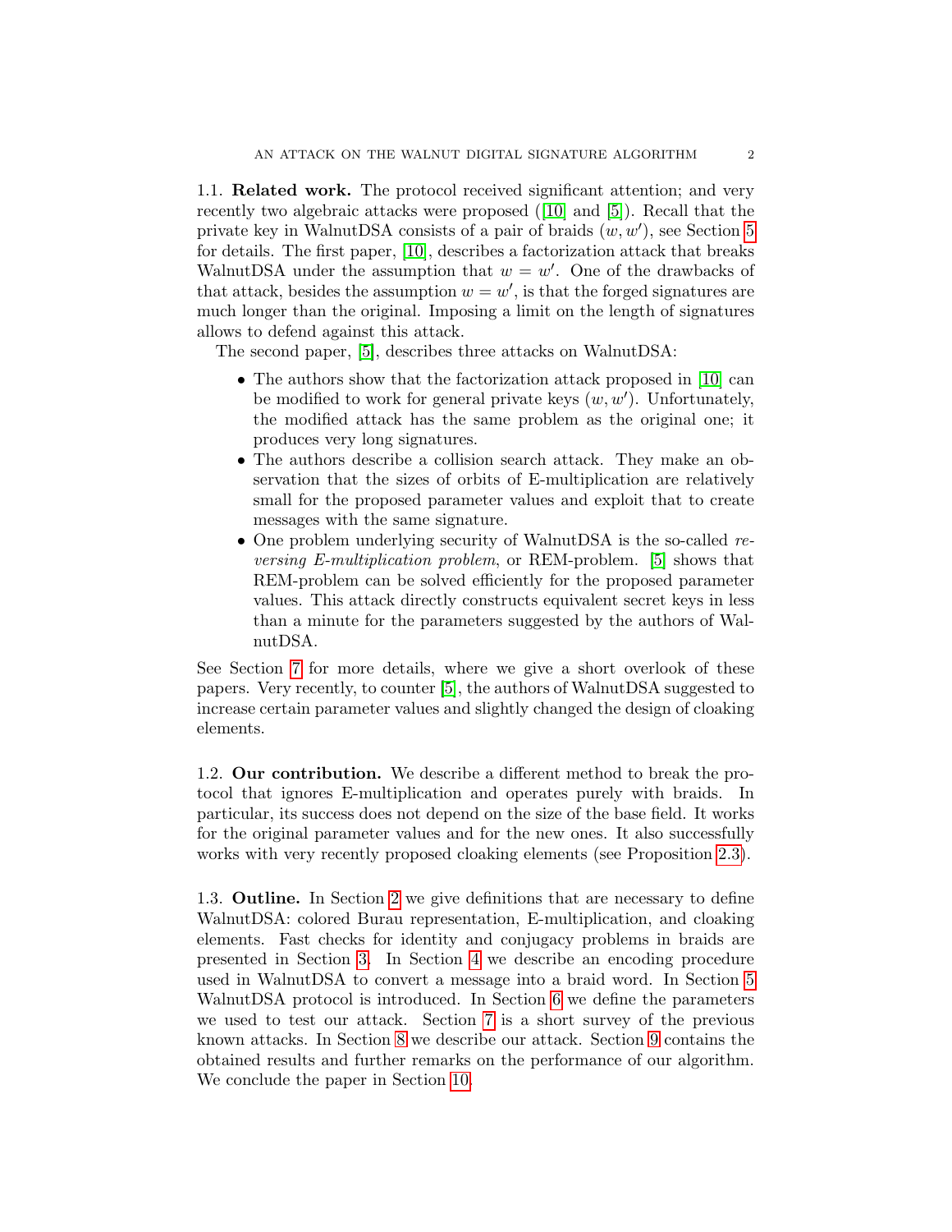1.1. **Related work.** The protocol received significant attention; and very recently two algebraic attacks were proposed ([10] and [5]). Recall that the private key in WalnutDSA consists of a pair of braids $(w, w')$, see Section 5 for details. The first paper, [10], describes a factorization attack that breaks WalnutDSA under the assumption that $w = w'$. One of the drawbacks of that attack, besides the assumption $w = w'$, is that the forged signatures are much longer than the original. Imposing a limit on the length of signatures allows to defend against this attack.

The second paper, [5], describes three attacks on WalnutDSA:

- The authors show that the factorization attack proposed in [10] can be modified to work for general private keys $(w, w')$. Unfortunately, the modified attack has the same problem as the original one; it produces very long signatures.
- The authors describe a collision search attack. They make an observation that the sizes of orbits of E-multiplication are relatively small for the proposed parameter values and exploit that to create messages with the same signature.
- One problem underlying security of WalnutDSA is the so-called *reversing E-multiplication problem*, or REM-problem. [5] shows that REM-problem can be solved efficiently for the proposed parameter values. This attack directly constructs equivalent secret keys in less than a minute for the parameters suggested by the authors of WalnutDSA.

See Section 7 for more details, where we give a short overlook of these papers. Very recently, to counter [5], the authors of WalnutDSA suggested to increase certain parameter values and slightly changed the design of cloaking elements.

1.2. **Our contribution.** We describe a different method to break the protocol that ignores E-multiplication and operates purely with braids. In particular, its success does not depend on the size of the base field. It works for the original parameter values and for the new ones. It also successfully works with very recently proposed cloaking elements (see Proposition 2.3).

1.3. **Outline.** In Section 2 we give definitions that are necessary to define WalnutDSA: colored Burau representation, E-multiplication, and cloaking elements. Fast checks for identity and conjugacy problems in braids are presented in Section 3. In Section 4 we describe an encoding procedure used in WalnutDSA to convert a message into a braid word. In Section 5 WalnutDSA protocol is introduced. In Section 6 we define the parameters we used to test our attack. Section 7 is a short survey of the previous known attacks. In Section 8 we describe our attack. Section 9 contains the obtained results and further remarks on the performance of our algorithm. We conclude the paper in Section 10.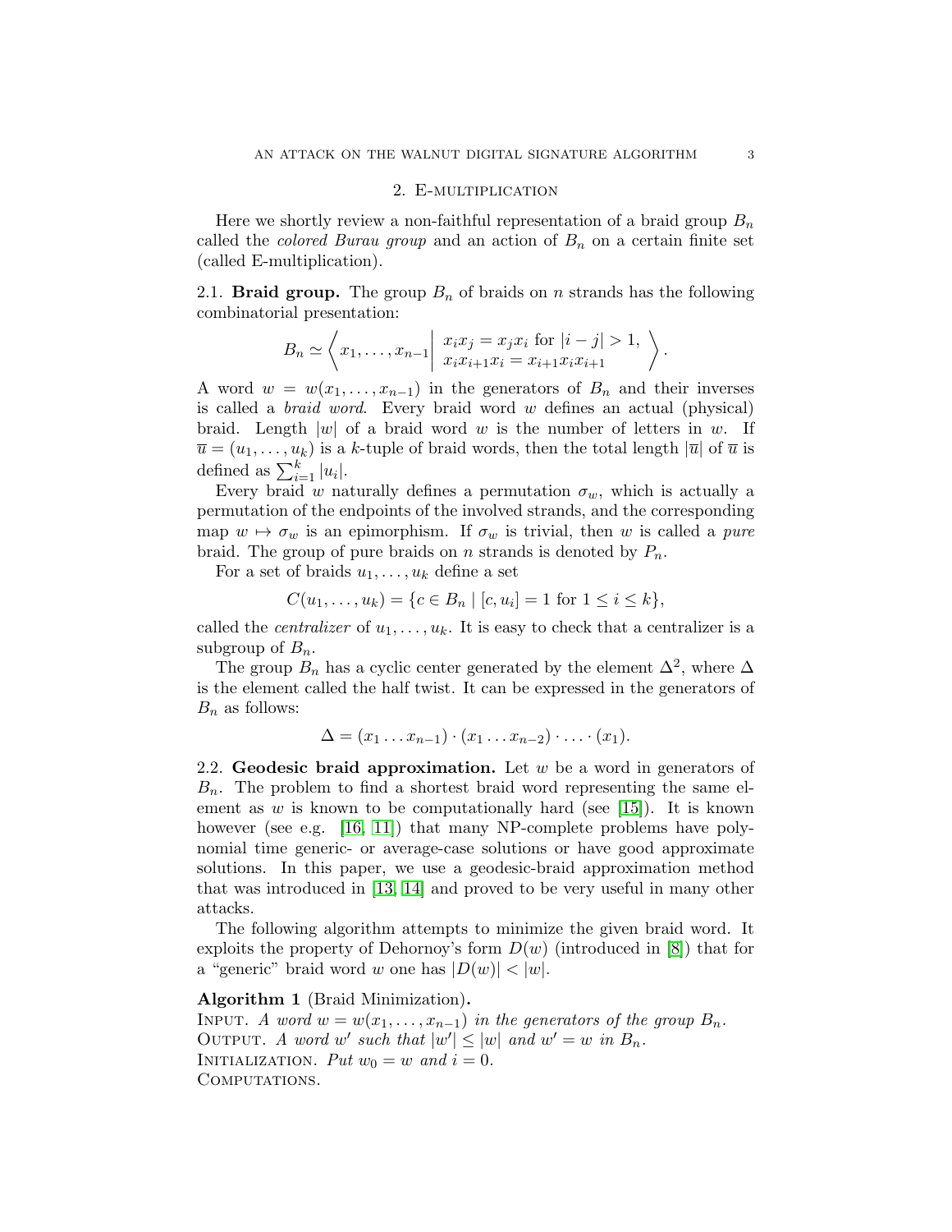## 2. E-multiplication

Here we shortly review a non-faithful representation of a braid group $B_n$ called the *colored Burau group* and an action of $B_n$ on a certain finite set (called E-multiplication).

### 2.1. Braid group.

**Braid group.** The group $B_n$ of braids on $n$ strands has the following combinatorial presentation:

$$B_n \simeq \left\langle x_1, \ldots, x_{n-1} \,\middle|\, \begin{array}{l} x_i x_j = x_j x_i \text{ for } |i-j| > 1, \\ x_i x_{i+1} x_i = x_{i+1} x_i x_{i+1} \end{array} \right\rangle.$$

A word $w = w(x_1, \ldots, x_{n-1})$ in the generators of $B_n$ and their inverses is called a *braid word*. Every braid word $w$ defines an actual (physical) braid. Length $|w|$ of a braid word $w$ is the number of letters in $w$. If $\overline{u} = (u_1, \ldots, u_k)$ is a $k$-tuple of braid words, then the total length $|\overline{u}|$ of $\overline{u}$ is defined as $\sum_{i=1}^{k} |u_i|$.

Every braid $w$ naturally defines a permutation $\sigma_w$, which is actually a permutation of the endpoints of the involved strands, and the corresponding map $w \mapsto \sigma_w$ is an epimorphism. If $\sigma_w$ is trivial, then $w$ is called a *pure* braid. The group of pure braids on $n$ strands is denoted by $P_n$.

For a set of braids $u_1, \ldots, u_k$ define a set

$$C(u_1, \ldots, u_k) = \{c \in B_n \mid [c, u_i] = 1 \text{ for } 1 \le i \le k\},$$

called the *centralizer* of $u_1, \ldots, u_k$. It is easy to check that a centralizer is a subgroup of $B_n$.

The group $B_n$ has a cyclic center generated by the element $\Delta^2$, where $\Delta$ is the element called the half twist. It can be expressed in the generators of $B_n$ as follows:

$$\Delta = (x_1 \ldots x_{n-1}) \cdot (x_1 \ldots x_{n-2}) \cdot \ldots \cdot (x_1).$$

### 2.2. Geodesic braid approximation.

**Geodesic braid approximation.** Let $w$ be a word in generators of $B_n$. The problem to find a shortest braid word representing the same element as $w$ is known to be computationally hard (see [15]). It is known however (see e.g. [16, 11]) that many NP-complete problems have polynomial time generic- or average-case solutions or have good approximate solutions. In this paper, we use a geodesic-braid approximation method that was introduced in [13, 14] and proved to be very useful in many other attacks.

The following algorithm attempts to minimize the given braid word. It exploits the property of Dehornoy's form $D(w)$ (introduced in [8]) that for a "generic" braid word $w$ one has $|D(w)| < |w|$.

**Algorithm 1** (Braid Minimization)**.**

Input. *A word $w = w(x_1, \ldots, x_{n-1})$ in the generators of the group $B_n$.*

Output. *A word $w'$ such that $|w'| \le |w|$ and $w' = w$ in $B_n$.*

Initialization. *Put $w_0 = w$ and $i = 0$.*

Computations.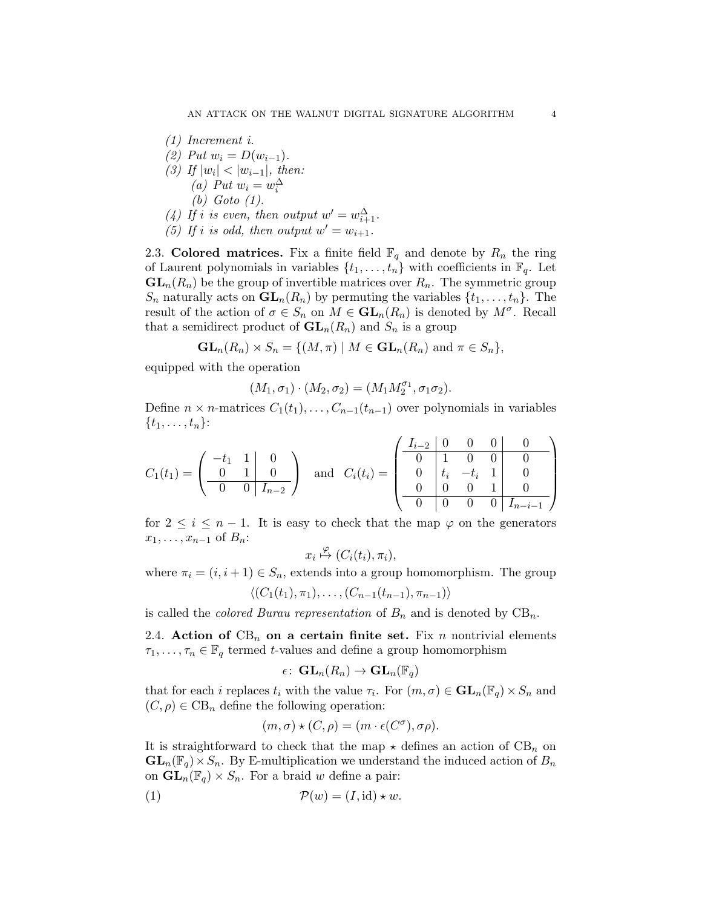(1) Increment $i$.
(2) Put $w_i = D(w_{i-1})$.
(3) If $|w_i| < |w_{i-1}|$, then:
   (a) Put $w_i = w_i^\Delta$
   (b) Goto (1).
(4) If $i$ is even, then output $w' = w_{i+1}^\Delta$.
(5) If $i$ is odd, then output $w' = w_{i+1}$.

**2.3. Colored matrices.** Fix a finite field $\mathbb{F}_q$ and denote by $R_n$ the ring of Laurent polynomials in variables $\{t_1, \ldots, t_n\}$ with coefficients in $\mathbb{F}_q$. Let $\mathbf{GL}_n(R_n)$ be the group of invertible matrices over $R_n$. The symmetric group $S_n$ naturally acts on $\mathbf{GL}_n(R_n)$ by permuting the variables $\{t_1, \ldots, t_n\}$. The result of the action of $\sigma \in S_n$ on $M \in \mathbf{GL}_n(R_n)$ is denoted by $M^\sigma$. Recall that a semidirect product of $\mathbf{GL}_n(R_n)$ and $S_n$ is a group

$$\mathbf{GL}_n(R_n) \rtimes S_n = \{(M, \pi) \mid M \in \mathbf{GL}_n(R_n) \text{ and } \pi \in S_n\},$$

equipped with the operation

$$(M_1, \sigma_1) \cdot (M_2, \sigma_2) = (M_1 M_2^{\sigma_1}, \sigma_1 \sigma_2).$$

Define $n \times n$-matrices $C_1(t_1), \ldots, C_{n-1}(t_{n-1})$ over polynomials in variables $\{t_1, \ldots, t_n\}$:

$$C_1(t_1) = \left(\begin{array}{cc|c} -t_1 & 1 & 0 \\ 0 & 1 & 0 \\ \hline 0 & 0 & I_{n-2} \end{array}\right) \quad \text{and} \quad C_i(t_i) = \left(\begin{array}{c|ccc|c} I_{i-2} & 0 & 0 & 0 & 0 \\ \hline 0 & 1 & 0 & 0 & 0 \\ 0 & t_i & -t_i & 1 & 0 \\ 0 & 0 & 0 & 1 & 0 \\ \hline 0 & 0 & 0 & 0 & I_{n-i-1} \end{array}\right)$$

for $2 \le i \le n-1$. It is easy to check that the map $\varphi$ on the generators $x_1, \ldots, x_{n-1}$ of $B_n$:

$$x_i \overset{\varphi}{\mapsto} (C_i(t_i), \pi_i),$$

where $\pi_i = (i, i+1) \in S_n$, extends into a group homomorphism. The group

$$\langle (C_1(t_1), \pi_1), \ldots, (C_{n-1}(t_{n-1}), \pi_{n-1}) \rangle$$

is called the *colored Burau representation* of $B_n$ and is denoted by $\mathrm{CB}_n$.

**2.4. Action of $\mathrm{CB}_n$ on a certain finite set.** Fix $n$ nontrivial elements $\tau_1, \ldots, \tau_n \in \mathbb{F}_q$ termed $t$-values and define a group homomorphism

$$\epsilon \colon \mathbf{GL}_n(R_n) \to \mathbf{GL}_n(\mathbb{F}_q)$$

that for each $i$ replaces $t_i$ with the value $\tau_i$. For $(m, \sigma) \in \mathbf{GL}_n(\mathbb{F}_q) \times S_n$ and $(C, \rho) \in \mathrm{CB}_n$ define the following operation:

$$(m, \sigma) \star (C, \rho) = (m \cdot \epsilon(C^\sigma), \sigma\rho).$$

It is straightforward to check that the map $\star$ defines an action of $\mathrm{CB}_n$ on $\mathbf{GL}_n(\mathbb{F}_q) \times S_n$. By E-multiplication we understand the induced action of $B_n$ on $\mathbf{GL}_n(\mathbb{F}_q) \times S_n$. For a braid $w$ define a pair:

$$\mathcal{P}(w) = (I, \mathrm{id}) \star w. \tag{1}$$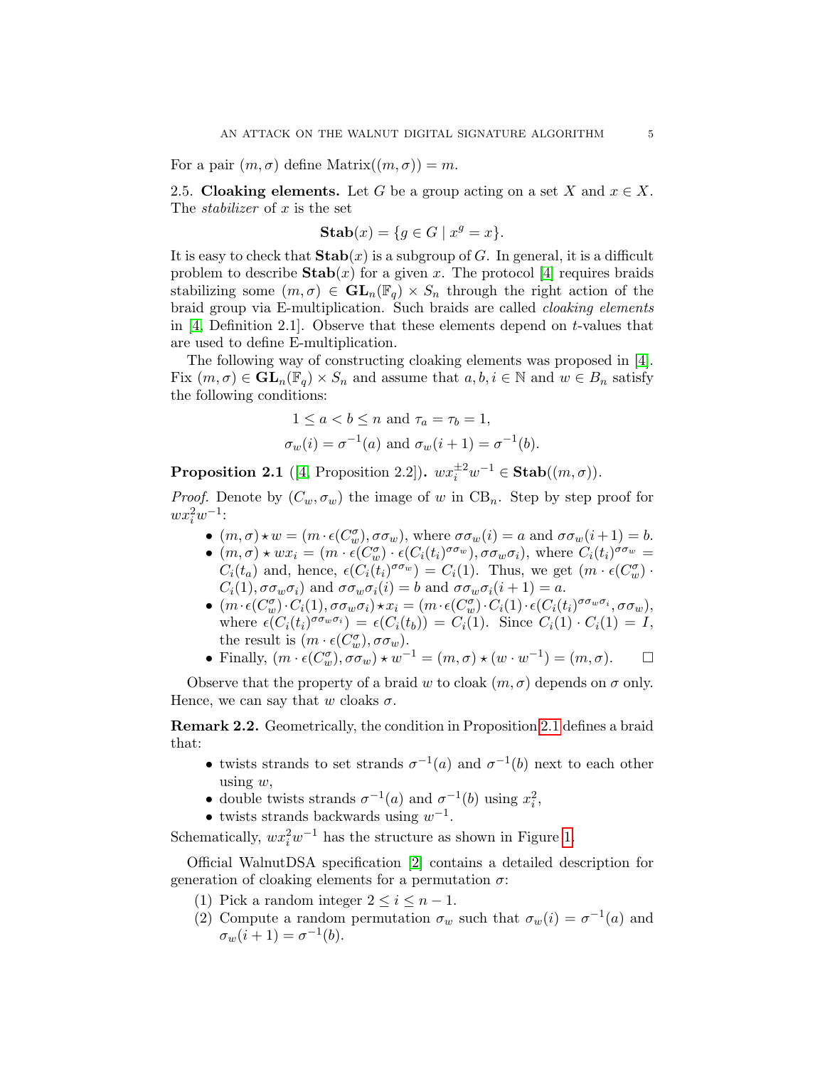For a pair $(m, \sigma)$ define $\text{Matrix}((m, \sigma)) = m$.

**2.5. Cloaking elements.** Let $G$ be a group acting on a set $X$ and $x \in X$. The *stabilizer* of $x$ is the set

$$\mathbf{Stab}(x) = \{g \in G \mid x^g = x\}.$$

It is easy to check that $\mathbf{Stab}(x)$ is a subgroup of $G$. In general, it is a difficult problem to describe $\mathbf{Stab}(x)$ for a given $x$. The protocol [4] requires braids stabilizing some $(m, \sigma) \in \mathbf{GL}_n(\mathbb{F}_q) \times S_n$ through the right action of the braid group via E-multiplication. Such braids are called *cloaking elements* in [4, Definition 2.1]. Observe that these elements depend on $t$-values that are used to define E-multiplication.

The following way of constructing cloaking elements was proposed in [4]. Fix $(m, \sigma) \in \mathbf{GL}_n(\mathbb{F}_q) \times S_n$ and assume that $a, b, i \in \mathbb{N}$ and $w \in B_n$ satisfy the following conditions:

$$1 \leq a < b \leq n \text{ and } \tau_a = \tau_b = 1,$$
$$\sigma_w(i) = \sigma^{-1}(a) \text{ and } \sigma_w(i+1) = \sigma^{-1}(b).$$

**Proposition 2.1** ([4, Proposition 2.2])**.** $wx_i^{\pm 2}w^{-1} \in \mathbf{Stab}((m, \sigma))$.

*Proof.* Denote by $(C_w, \sigma_w)$ the image of $w$ in $\text{CB}_n$. Step by step proof for $wx_i^2w^{-1}$:

- $(m, \sigma) \star w = (m \cdot \epsilon(C_w^\sigma), \sigma\sigma_w)$, where $\sigma\sigma_w(i) = a$ and $\sigma\sigma_w(i+1) = b$.
- $(m, \sigma) \star wx_i = (m \cdot \epsilon(C_w^\sigma) \cdot \epsilon(C_i(t_i)^{\sigma\sigma_w}), \sigma\sigma_w\sigma_i)$, where $C_i(t_i)^{\sigma\sigma_w} = C_i(t_a)$ and, hence, $\epsilon(C_i(t_i)^{\sigma\sigma_w}) = C_i(1)$. Thus, we get $(m \cdot \epsilon(C_w^\sigma) \cdot C_i(1), \sigma\sigma_w\sigma_i)$ and $\sigma\sigma_w\sigma_i(i) = b$ and $\sigma\sigma_w\sigma_i(i+1) = a$.
- $(m \cdot \epsilon(C_w^\sigma) \cdot C_i(1), \sigma\sigma_w\sigma_i) \star x_i = (m \cdot \epsilon(C_w^\sigma) \cdot C_i(1) \cdot \epsilon(C_i(t_i)^{\sigma\sigma_w\sigma_i}, \sigma\sigma_w)$, where $\epsilon(C_i(t_i)^{\sigma\sigma_w\sigma_i}) = \epsilon(C_i(t_b)) = C_i(1)$. Since $C_i(1) \cdot C_i(1) = I$, the result is $(m \cdot \epsilon(C_w^\sigma), \sigma\sigma_w)$.
- Finally, $(m \cdot \epsilon(C_w^\sigma), \sigma\sigma_w) \star w^{-1} = (m, \sigma) \star (w \cdot w^{-1}) = (m, \sigma)$. □

Observe that the property of a braid $w$ to cloak $(m, \sigma)$ depends on $\sigma$ only. Hence, we can say that $w$ cloaks $\sigma$.

**Remark 2.2.** Geometrically, the condition in Proposition 2.1 defines a braid that:

- twists strands to set strands $\sigma^{-1}(a)$ and $\sigma^{-1}(b)$ next to each other using $w$,
- double twists strands $\sigma^{-1}(a)$ and $\sigma^{-1}(b)$ using $x_i^2$,
- twists strands backwards using $w^{-1}$.

Schematically, $wx_i^2w^{-1}$ has the structure as shown in Figure 1.

Official WalnutDSA specification [2] contains a detailed description for generation of cloaking elements for a permutation $\sigma$:

1. Pick a random integer $2 \leq i \leq n-1$.
2. Compute a random permutation $\sigma_w$ such that $\sigma_w(i) = \sigma^{-1}(a)$ and $\sigma_w(i+1) = \sigma^{-1}(b)$.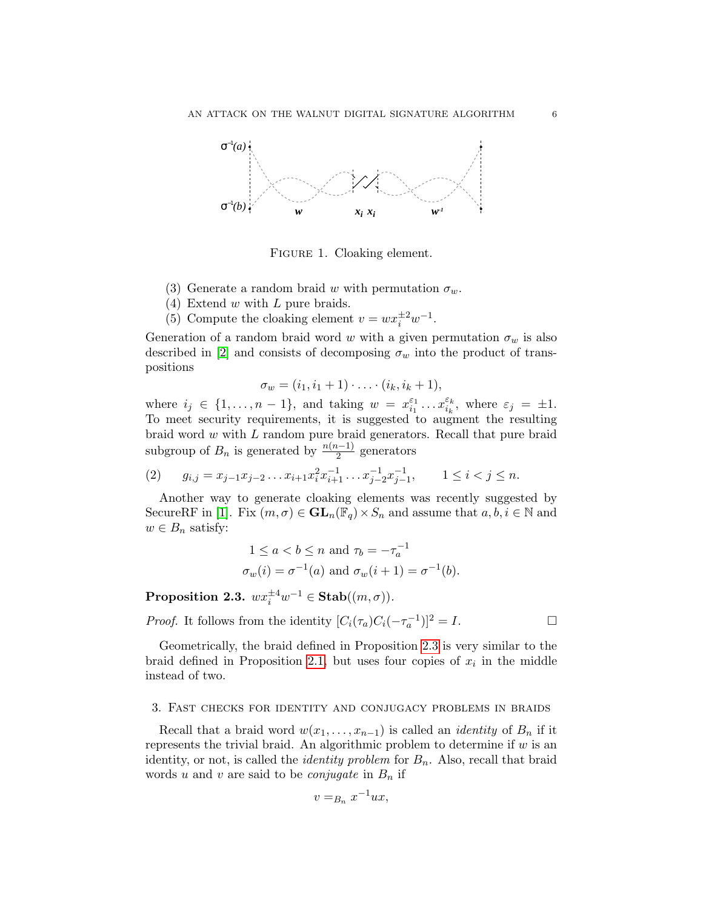FIGURE 1. Cloaking element.

(3) Generate a random braid $w$ with permutation $\sigma_w$.
(4) Extend $w$ with $L$ pure braids.
(5) Compute the cloaking element $v = w x_i^{\pm 2} w^{-1}$.

Generation of a random braid word $w$ with a given permutation $\sigma_w$ is also described in [2] and consists of decomposing $\sigma_w$ into the product of transpositions

$$\sigma_w = (i_1, i_1 + 1) \cdot \ldots \cdot (i_k, i_k + 1),$$

where $i_j \in \{1, \ldots, n-1\}$, and taking $w = x_{i_1}^{\varepsilon_1} \ldots x_{i_k}^{\varepsilon_k}$, where $\varepsilon_j = \pm 1$. To meet security requirements, it is suggested to augment the resulting braid word $w$ with $L$ random pure braid generators. Recall that pure braid subgroup of $B_n$ is generated by $\frac{n(n-1)}{2}$ generators

$$g_{i,j} = x_{j-1} x_{j-2} \ldots x_{i+1} x_i^2 x_{i+1}^{-1} \ldots x_{j-2}^{-1} x_{j-1}^{-1}, \qquad 1 \le i < j \le n. \tag{2}$$

Another way to generate cloaking elements was recently suggested by SecureRF in [1]. Fix $(m, \sigma) \in \mathbf{GL}_n(\mathbb{F}_q) \times S_n$ and assume that $a, b, i \in \mathbb{N}$ and $w \in B_n$ satisfy:

$$1 \le a < b \le n \text{ and } \tau_b = -\tau_a^{-1}$$
$$\sigma_w(i) = \sigma^{-1}(a) \text{ and } \sigma_w(i+1) = \sigma^{-1}(b).$$

**Proposition 2.3.** $w x_i^{\pm 4} w^{-1} \in \mathbf{Stab}((m, \sigma))$.

*Proof.* It follows from the identity $[C_i(\tau_a) C_i(-\tau_a^{-1})]^2 = I$. □

Geometrically, the braid defined in Proposition 2.3 is very similar to the braid defined in Proposition 2.1, but uses four copies of $x_i$ in the middle instead of two.

## 3. Fast checks for identity and conjugacy problems in braids

Recall that a braid word $w(x_1, \ldots, x_{n-1})$ is called an *identity* of $B_n$ if it represents the trivial braid. An algorithmic problem to determine if $w$ is an identity, or not, is called the *identity problem* for $B_n$. Also, recall that braid words $u$ and $v$ are said to be *conjugate* in $B_n$ if

$$v =_{B_n} x^{-1} u x,$$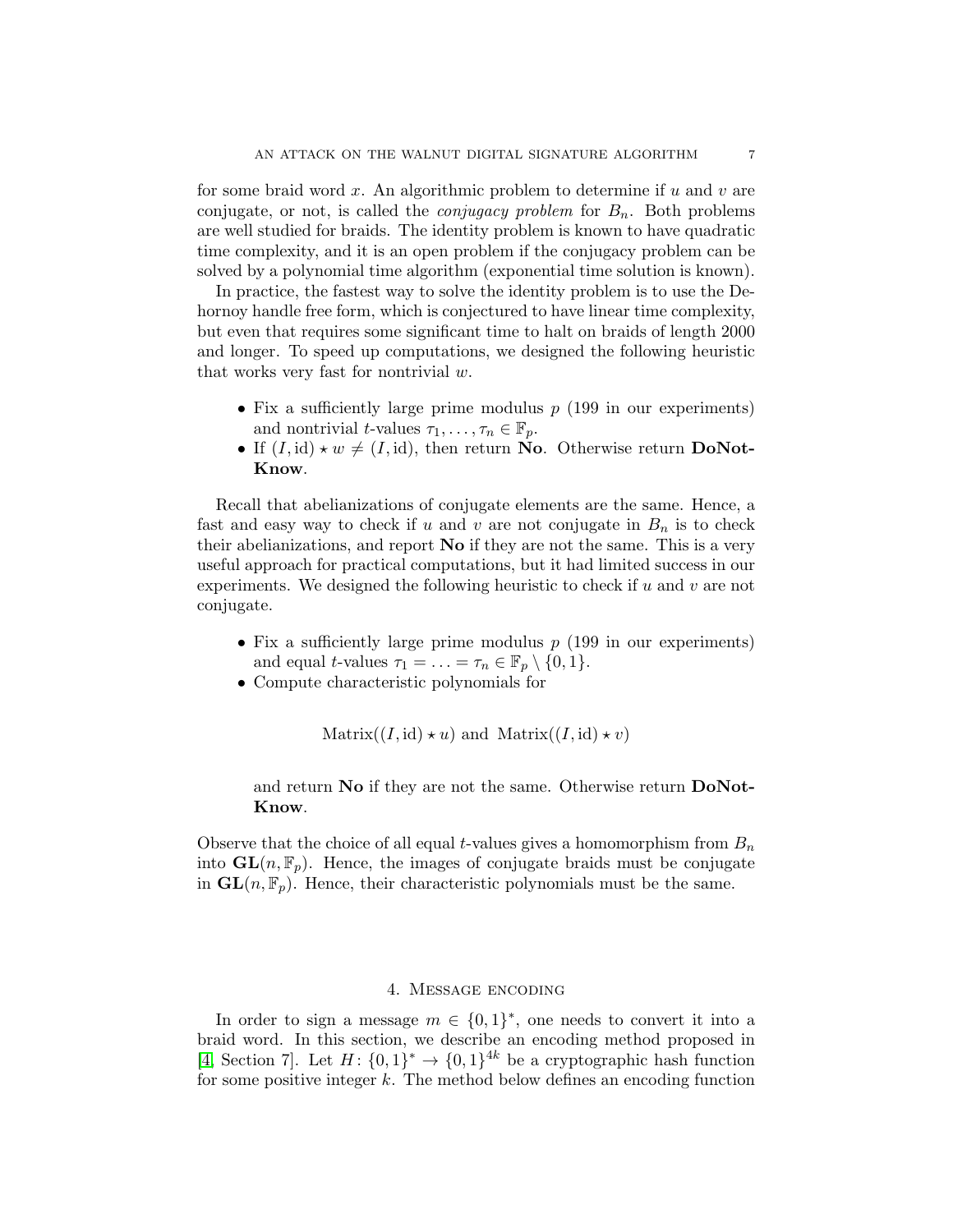for some braid word $x$. An algorithmic problem to determine if $u$ and $v$ are conjugate, or not, is called the *conjugacy problem* for $B_n$. Both problems are well studied for braids. The identity problem is known to have quadratic time complexity, and it is an open problem if the conjugacy problem can be solved by a polynomial time algorithm (exponential time solution is known).

In practice, the fastest way to solve the identity problem is to use the Dehornoy handle free form, which is conjectured to have linear time complexity, but even that requires some significant time to halt on braids of length 2000 and longer. To speed up computations, we designed the following heuristic that works very fast for nontrivial $w$.

- Fix a sufficiently large prime modulus $p$ (199 in our experiments) and nontrivial $t$-values $\tau_1, \ldots, \tau_n \in \mathbb{F}_p$.
- If $(I, \mathrm{id}) \star w \neq (I, \mathrm{id})$, then return **No**. Otherwise return **DoNotKnow**.

Recall that abelianizations of conjugate elements are the same. Hence, a fast and easy way to check if $u$ and $v$ are not conjugate in $B_n$ is to check their abelianizations, and report **No** if they are not the same. This is a very useful approach for practical computations, but it had limited success in our experiments. We designed the following heuristic to check if $u$ and $v$ are not conjugate.

- Fix a sufficiently large prime modulus $p$ (199 in our experiments) and equal $t$-values $\tau_1 = \ldots = \tau_n \in \mathbb{F}_p \setminus \{0, 1\}$.
- Compute characteristic polynomials for

$$\mathrm{Matrix}((I, \mathrm{id}) \star u) \text{ and } \mathrm{Matrix}((I, \mathrm{id}) \star v)$$

and return **No** if they are not the same. Otherwise return **DoNotKnow**.

Observe that the choice of all equal $t$-values gives a homomorphism from $B_n$ into $\mathbf{GL}(n, \mathbb{F}_p)$. Hence, the images of conjugate braids must be conjugate in $\mathbf{GL}(n, \mathbb{F}_p)$. Hence, their characteristic polynomials must be the same.

## 4. Message encoding

In order to sign a message $m \in \{0, 1\}^*$, one needs to convert it into a braid word. In this section, we describe an encoding method proposed in [4, Section 7]. Let $H \colon \{0, 1\}^* \to \{0, 1\}^{4k}$ be a cryptographic hash function for some positive integer $k$. The method below defines an encoding function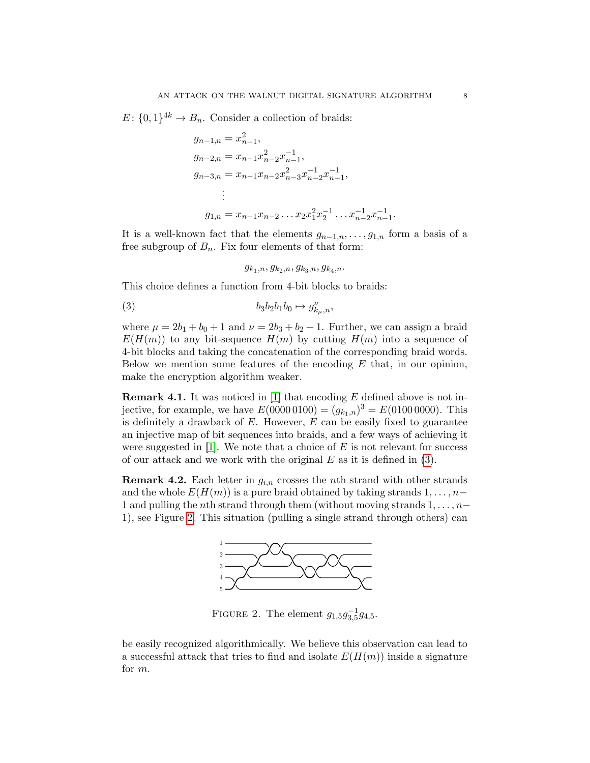$E\colon \{0,1\}^{4k} \to B_n$. Consider a collection of braids:

$$
\begin{aligned}
g_{n-1,n} &= x_{n-1}^2,\\
g_{n-2,n} &= x_{n-1}x_{n-2}^2x_{n-1}^{-1},\\
g_{n-3,n} &= x_{n-1}x_{n-2}x_{n-3}^2x_{n-2}^{-1}x_{n-1}^{-1},\\
&\vdots\\
g_{1,n} &= x_{n-1}x_{n-2}\ldots x_2x_1^2x_2^{-1}\ldots x_{n-2}^{-1}x_{n-1}^{-1}.
\end{aligned}
$$

It is a well-known fact that the elements $g_{n-1,n},\ldots,g_{1,n}$ form a basis of a free subgroup of $B_n$. Fix four elements of that form:

$$g_{k_1,n}, g_{k_2,n}, g_{k_3,n}, g_{k_4,n}.$$

This choice defines a function from 4-bit blocks to braids:

$$b_3b_2b_1b_0 \mapsto g_{k_\mu,n}^{\nu}, \tag{3}$$

where $\mu = 2b_1 + b_0 + 1$ and $\nu = 2b_3 + b_2 + 1$. Further, we can assign a braid $E(H(m))$ to any bit-sequence $H(m)$ by cutting $H(m)$ into a sequence of 4-bit blocks and taking the concatenation of the corresponding braid words. Below we mention some features of the encoding $E$ that, in our opinion, make the encryption algorithm weaker.

**Remark 4.1.** It was noticed in [1] that encoding $E$ defined above is not injective, for example, we have $E(0000\,0100) = (g_{k_1,n})^3 = E(0100\,0000)$. This is definitely a drawback of $E$. However, $E$ can be easily fixed to guarantee an injective map of bit sequences into braids, and a few ways of achieving it were suggested in [1]. We note that a choice of $E$ is not relevant for success of our attack and we work with the original $E$ as it is defined in (3).

**Remark 4.2.** Each letter in $g_{i,n}$ crosses the $n$th strand with other strands and the whole $E(H(m))$ is a pure braid obtained by taking strands $1,\ldots,n-1$ and pulling the $n$th strand through them (without moving strands $1,\ldots,n-1$), see Figure 2. This situation (pulling a single strand through others) can be easily recognized algorithmically. We believe this observation can lead to a successful attack that tries to find and isolate $E(H(m))$ inside a signature for $m$.

Figure 2. The element $g_{1,5}g_{3,5}^{-1}g_{4,5}$.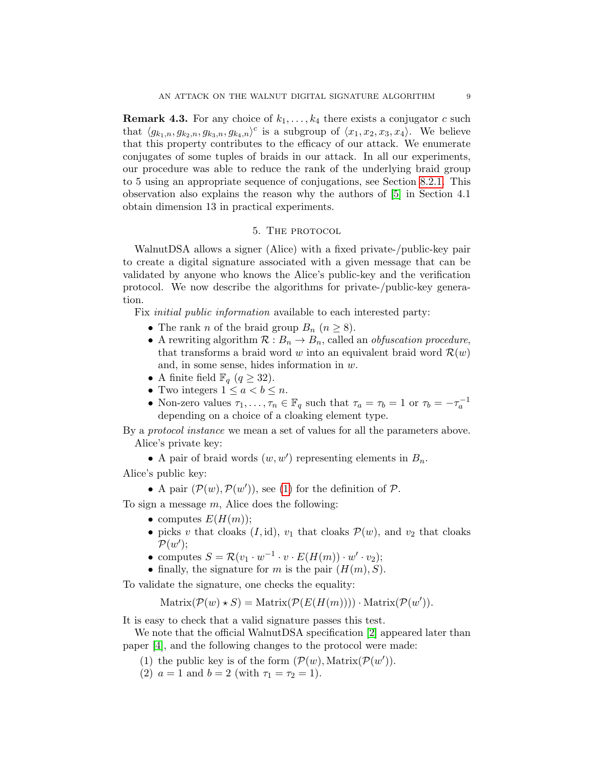**Remark 4.3.** For any choice of $k_1, \ldots, k_4$ there exists a conjugator $c$ such that $\langle g_{k_1,n}, g_{k_2,n}, g_{k_3,n}, g_{k_4,n}\rangle^c$ is a subgroup of $\langle x_1, x_2, x_3, x_4\rangle$. We believe that this property contributes to the efficacy of our attack. We enumerate conjugates of some tuples of braids in our attack. In all our experiments, our procedure was able to reduce the rank of the underlying braid group to 5 using an appropriate sequence of conjugations, see Section 8.2.1. This observation also explains the reason why the authors of [5] in Section 4.1 obtain dimension 13 in practical experiments.

## 5. The protocol

WalnutDSA allows a signer (Alice) with a fixed private-/public-key pair to create a digital signature associated with a given message that can be validated by anyone who knows the Alice's public-key and the verification protocol. We now describe the algorithms for private-/public-key generation.

Fix *initial public information* available to each interested party:

- The rank $n$ of the braid group $B_n$ ($n \geq 8$).
- A rewriting algorithm $\mathcal{R} : B_n \to B_n$, called an *obfuscation procedure*, that transforms a braid word $w$ into an equivalent braid word $\mathcal{R}(w)$ and, in some sense, hides information in $w$.
- A finite field $\mathbb{F}_q$ ($q \geq 32$).
- Two integers $1 \leq a < b \leq n$.
- Non-zero values $\tau_1, \ldots, \tau_n \in \mathbb{F}_q$ such that $\tau_a = \tau_b = 1$ or $\tau_b = -\tau_a^{-1}$ depending on a choice of a cloaking element type.

By a *protocol instance* we mean a set of values for all the parameters above.

Alice's private key:

- A pair of braid words $(w, w')$ representing elements in $B_n$.

Alice's public key:

- A pair $(\mathcal{P}(w), \mathcal{P}(w'))$, see (1) for the definition of $\mathcal{P}$.

To sign a message $m$, Alice does the following:

- computes $E(H(m))$;
- picks $v$ that cloaks $(I, \mathrm{id})$, $v_1$ that cloaks $\mathcal{P}(w)$, and $v_2$ that cloaks $\mathcal{P}(w')$;
- computes $S = \mathcal{R}(v_1 \cdot w^{-1} \cdot v \cdot E(H(m)) \cdot w' \cdot v_2)$;
- finally, the signature for $m$ is the pair $(H(m), S)$.

To validate the signature, one checks the equality:

$$\mathrm{Matrix}(\mathcal{P}(w) \star S) = \mathrm{Matrix}(\mathcal{P}(E(H(m)))) \cdot \mathrm{Matrix}(\mathcal{P}(w')).$$

It is easy to check that a valid signature passes this test.

We note that the official WalnutDSA specification [2] appeared later than paper [4], and the following changes to the protocol were made:

1. the public key is of the form $(\mathcal{P}(w), \mathrm{Matrix}(\mathcal{P}(w'))$.
2. $a = 1$ and $b = 2$ (with $\tau_1 = \tau_2 = 1$).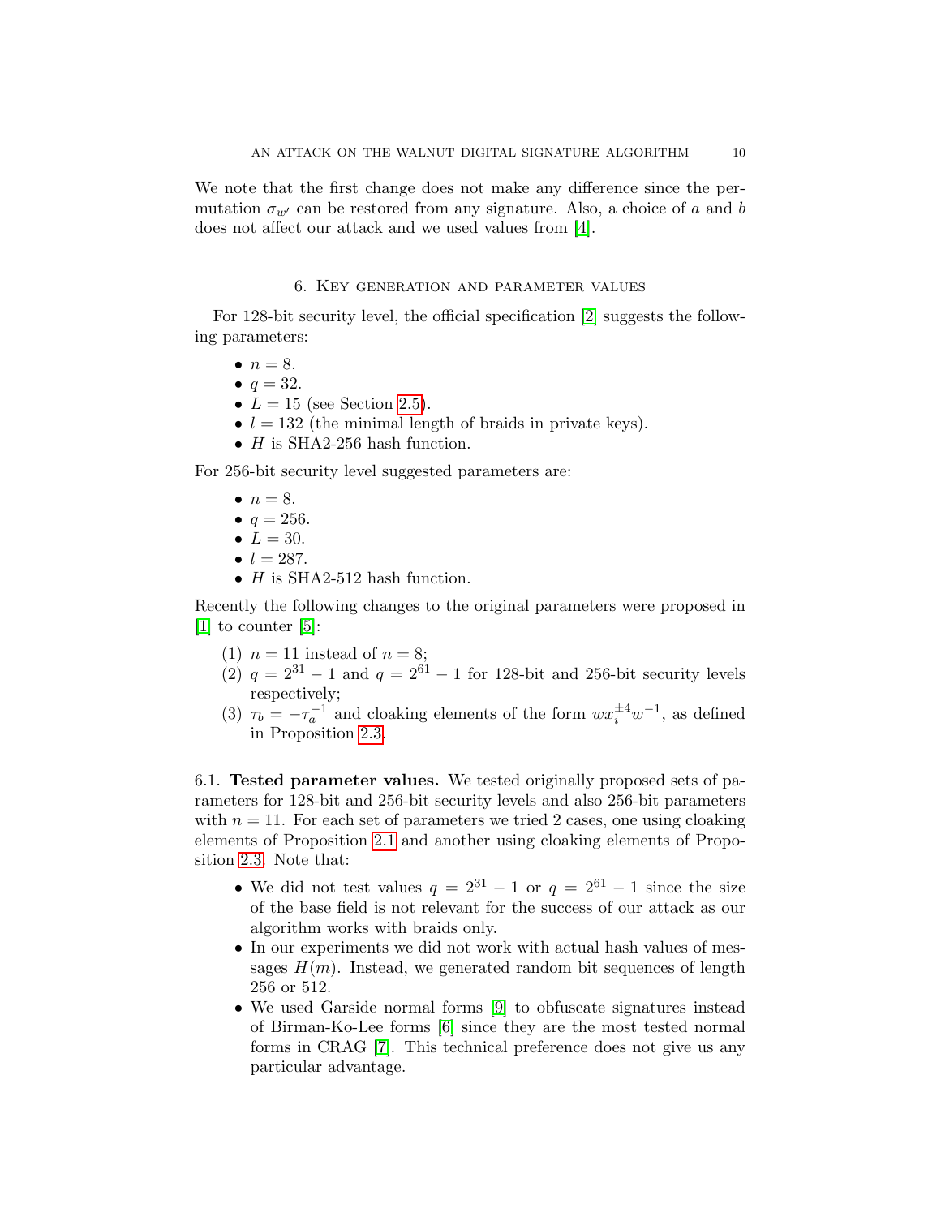We note that the first change does not make any difference since the permutation $\sigma_{w'}$ can be restored from any signature. Also, a choice of $a$ and $b$ does not affect our attack and we used values from [4].

## 6. Key generation and parameter values

For 128-bit security level, the official specification [2] suggests the following parameters:

- $n = 8$.
- $q = 32$.
- $L = 15$ (see Section 2.5).
- $l = 132$ (the minimal length of braids in private keys).
- $H$ is SHA2-256 hash function.

For 256-bit security level suggested parameters are:

- $n = 8$.
- $q = 256$.
- $L = 30$.
- $l = 287$.
- $H$ is SHA2-512 hash function.

Recently the following changes to the original parameters were proposed in [1] to counter [5]:

1. $n = 11$ instead of $n = 8$;
2. $q = 2^{31} - 1$ and $q = 2^{61} - 1$ for 128-bit and 256-bit security levels respectively;
3. $\tau_b = -\tau_a^{-1}$ and cloaking elements of the form $wx_i^{\pm 4}w^{-1}$, as defined in Proposition 2.3.

### 6.1. Tested parameter values.

**6.1. Tested parameter values.** We tested originally proposed sets of parameters for 128-bit and 256-bit security levels and also 256-bit parameters with $n = 11$. For each set of parameters we tried 2 cases, one using cloaking elements of Proposition 2.1 and another using cloaking elements of Proposition 2.3. Note that:

- We did not test values $q = 2^{31} - 1$ or $q = 2^{61} - 1$ since the size of the base field is not relevant for the success of our attack as our algorithm works with braids only.
- In our experiments we did not work with actual hash values of messages $H(m)$. Instead, we generated random bit sequences of length 256 or 512.
- We used Garside normal forms [9] to obfuscate signatures instead of Birman-Ko-Lee forms [6] since they are the most tested normal forms in CRAG [7]. This technical preference does not give us any particular advantage.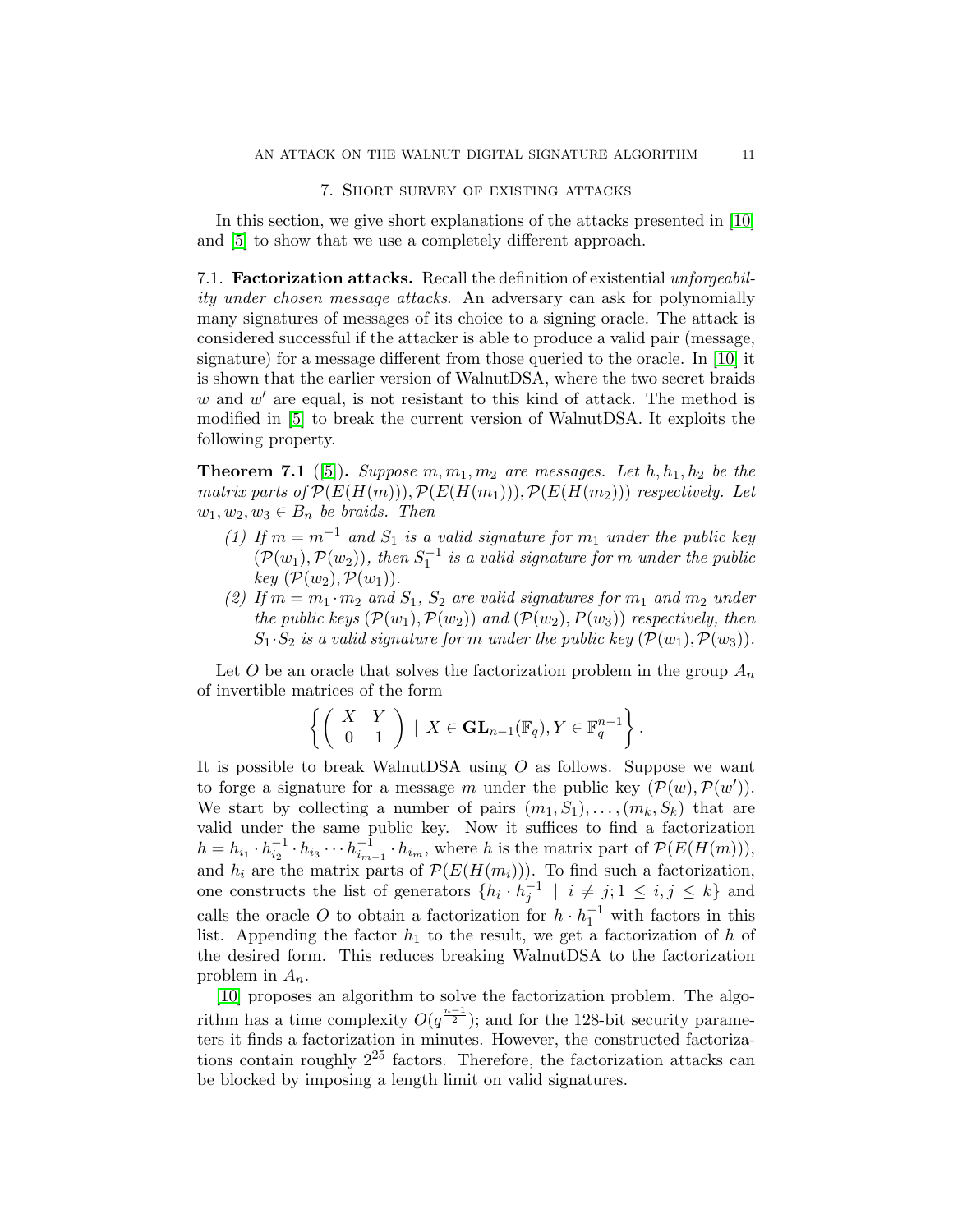## 7. Short survey of existing attacks

In this section, we give short explanations of the attacks presented in [10] and [5] to show that we use a completely different approach.

**7.1. Factorization attacks.** Recall the definition of existential *unforgeability under chosen message attacks*. An adversary can ask for polynomially many signatures of messages of its choice to a signing oracle. The attack is considered successful if the attacker is able to produce a valid pair (message, signature) for a message different from those queried to the oracle. In [10] it is shown that the earlier version of WalnutDSA, where the two secret braids $w$ and $w'$ are equal, is not resistant to this kind of attack. The method is modified in [5] to break the current version of WalnutDSA. It exploits the following property.

**Theorem 7.1** ([5]). *Suppose $m, m_1, m_2$ are messages. Let $h, h_1, h_2$ be the matrix parts of $\mathcal{P}(E(H(m))), \mathcal{P}(E(H(m_1))), \mathcal{P}(E(H(m_2)))$ respectively. Let $w_1, w_2, w_3 \in B_n$ be braids. Then*

1. *If $m = m^{-1}$ and $S_1$ is a valid signature for $m_1$ under the public key $(\mathcal{P}(w_1), \mathcal{P}(w_2))$, then $S_1^{-1}$ is a valid signature for $m$ under the public key $(\mathcal{P}(w_2), \mathcal{P}(w_1))$.*
2. *If $m = m_1 \cdot m_2$ and $S_1$, $S_2$ are valid signatures for $m_1$ and $m_2$ under the public keys $(\mathcal{P}(w_1), \mathcal{P}(w_2))$ and $(\mathcal{P}(w_2), P(w_3))$ respectively, then $S_1 \cdot S_2$ is a valid signature for $m$ under the public key $(\mathcal{P}(w_1), \mathcal{P}(w_3))$.*

Let $O$ be an oracle that solves the factorization problem in the group $A_n$ of invertible matrices of the form

$$\left\{ \begin{pmatrix} X & Y \\ 0 & 1 \end{pmatrix} \mid X \in \mathbf{GL}_{n-1}(\mathbb{F}_q), Y \in \mathbb{F}_q^{n-1} \right\}.$$

It is possible to break WalnutDSA using $O$ as follows. Suppose we want to forge a signature for a message $m$ under the public key $(\mathcal{P}(w), \mathcal{P}(w'))$. We start by collecting a number of pairs $(m_1, S_1), \ldots, (m_k, S_k)$ that are valid under the same public key. Now it suffices to find a factorization $h = h_{i_1} \cdot h_{i_2}^{-1} \cdot h_{i_3} \cdots h_{i_{m-1}}^{-1} \cdot h_{i_m}$, where $h$ is the matrix part of $\mathcal{P}(E(H(m)))$, and $h_i$ are the matrix parts of $\mathcal{P}(E(H(m_i)))$. To find such a factorization, one constructs the list of generators $\{h_i \cdot h_j^{-1} \mid i \neq j; 1 \leq i, j \leq k\}$ and calls the oracle $O$ to obtain a factorization for $h \cdot h_1^{-1}$ with factors in this list. Appending the factor $h_1$ to the result, we get a factorization of $h$ of the desired form. This reduces breaking WalnutDSA to the factorization problem in $A_n$.

[10] proposes an algorithm to solve the factorization problem. The algorithm has a time complexity $O(q^{\frac{n-1}{2}})$; and for the 128-bit security parameters it finds a factorization in minutes. However, the constructed factorizations contain roughly $2^{25}$ factors. Therefore, the factorization attacks can be blocked by imposing a length limit on valid signatures.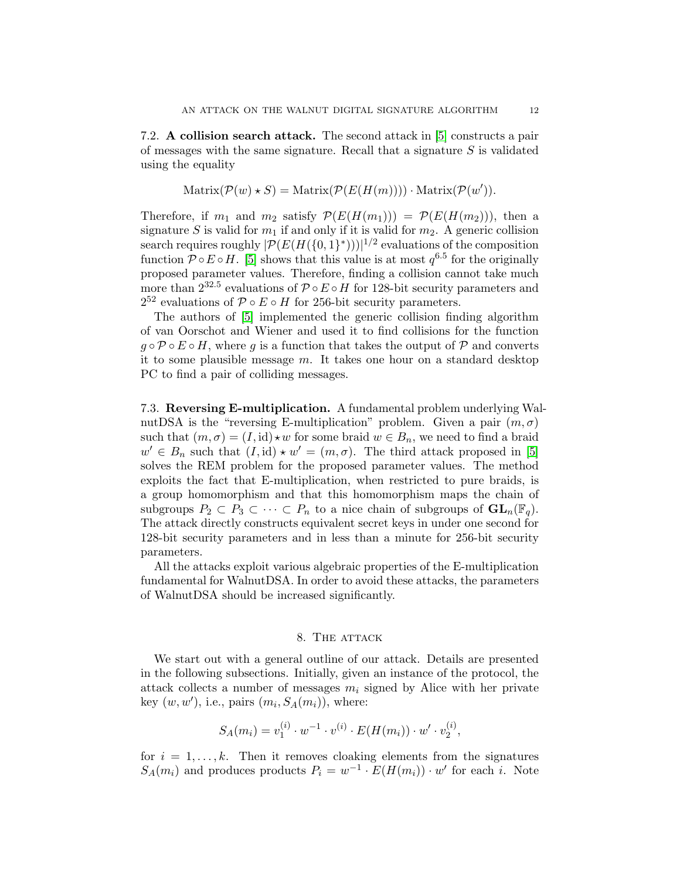7.2. **A collision search attack.** The second attack in [5] constructs a pair of messages with the same signature. Recall that a signature $S$ is validated using the equality

$$\mathrm{Matrix}(\mathcal{P}(w) \star S) = \mathrm{Matrix}(\mathcal{P}(E(H(m)))) \cdot \mathrm{Matrix}(\mathcal{P}(w')).$$

Therefore, if $m_1$ and $m_2$ satisfy $\mathcal{P}(E(H(m_1))) = \mathcal{P}(E(H(m_2)))$, then a signature $S$ is valid for $m_1$ if and only if it is valid for $m_2$. A generic collision search requires roughly $|\mathcal{P}(E(H(\{0,1\}^*)))|^{1/2}$ evaluations of the composition function $\mathcal{P} \circ E \circ H$. [5] shows that this value is at most $q^{6.5}$ for the originally proposed parameter values. Therefore, finding a collision cannot take much more than $2^{32.5}$ evaluations of $\mathcal{P} \circ E \circ H$ for 128-bit security parameters and $2^{52}$ evaluations of $\mathcal{P} \circ E \circ H$ for 256-bit security parameters.

The authors of [5] implemented the generic collision finding algorithm of van Oorschot and Wiener and used it to find collisions for the function $g \circ \mathcal{P} \circ E \circ H$, where $g$ is a function that takes the output of $\mathcal{P}$ and converts it to some plausible message $m$. It takes one hour on a standard desktop PC to find a pair of colliding messages.

7.3. **Reversing E-multiplication.** A fundamental problem underlying WalnutDSA is the "reversing E-multiplication" problem. Given a pair $(m, \sigma)$ such that $(m, \sigma) = (I, \mathrm{id}) \star w$ for some braid $w \in B_n$, we need to find a braid $w' \in B_n$ such that $(I, \mathrm{id}) \star w' = (m, \sigma)$. The third attack proposed in [5] solves the REM problem for the proposed parameter values. The method exploits the fact that E-multiplication, when restricted to pure braids, is a group homomorphism and that this homomorphism maps the chain of subgroups $P_2 \subset P_3 \subset \cdots \subset P_n$ to a nice chain of subgroups of $\mathbf{GL}_n(\mathbb{F}_q)$. The attack directly constructs equivalent secret keys in under one second for 128-bit security parameters and in less than a minute for 256-bit security parameters.

All the attacks exploit various algebraic properties of the E-multiplication fundamental for WalnutDSA. In order to avoid these attacks, the parameters of WalnutDSA should be increased significantly.

## 8. The attack

We start out with a general outline of our attack. Details are presented in the following subsections. Initially, given an instance of the protocol, the attack collects a number of messages $m_i$ signed by Alice with her private key $(w, w')$, i.e., pairs $(m_i, S_A(m_i))$, where:

$$S_A(m_i) = v_1^{(i)} \cdot w^{-1} \cdot v^{(i)} \cdot E(H(m_i)) \cdot w' \cdot v_2^{(i)},$$

for $i = 1, \ldots, k$. Then it removes cloaking elements from the signatures $S_A(m_i)$ and produces products $P_i = w^{-1} \cdot E(H(m_i)) \cdot w'$ for each $i$. Note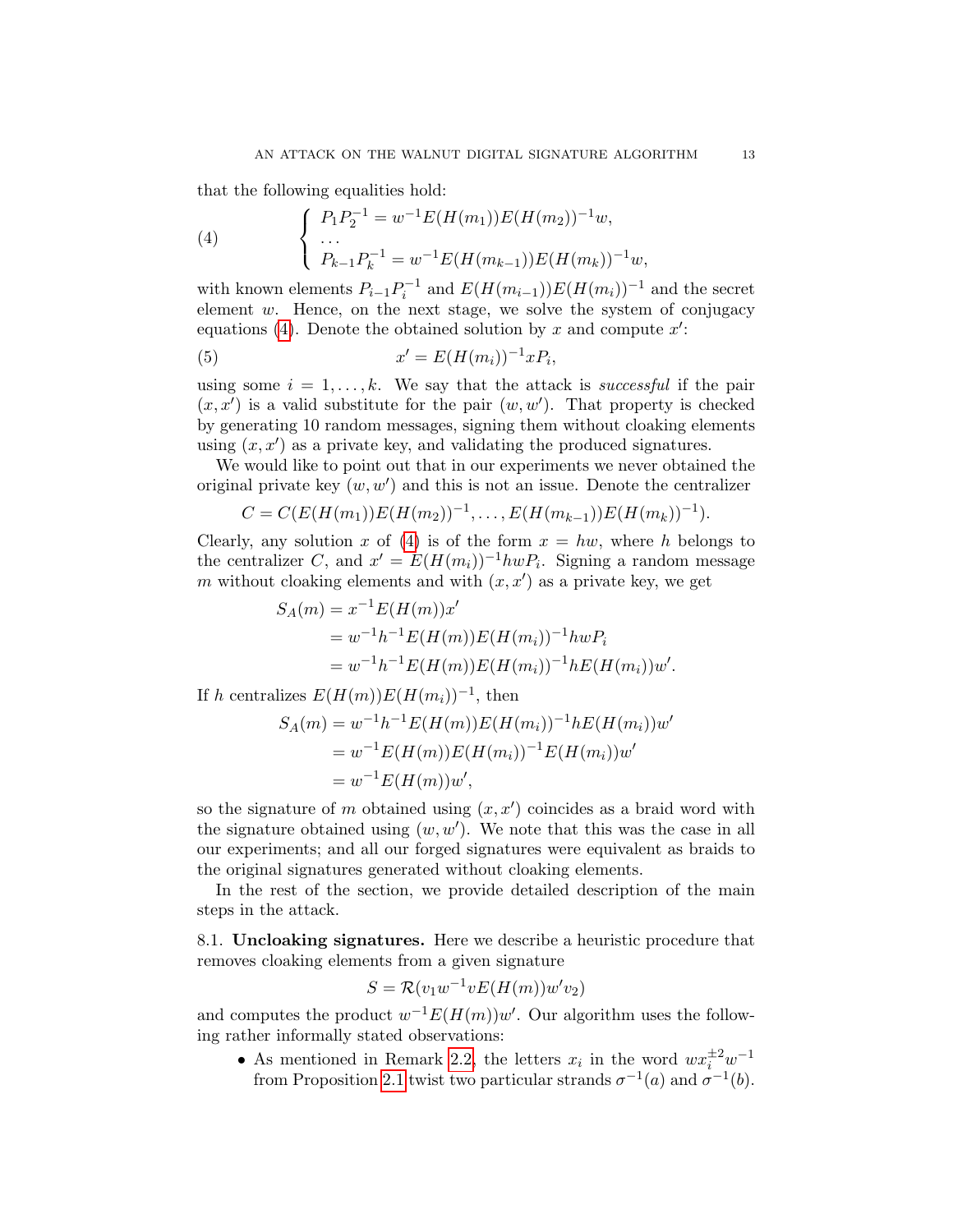that the following equalities hold:

$$
\left\{
\begin{array}{l}
P_1 P_2^{-1} = w^{-1} E(H(m_1)) E(H(m_2))^{-1} w, \\
\dots \\
P_{k-1} P_k^{-1} = w^{-1} E(H(m_{k-1})) E(H(m_k))^{-1} w,
\end{array}
\right. \tag{4}
$$

with known elements $P_{i-1}P_i^{-1}$ and $E(H(m_{i-1}))E(H(m_i))^{-1}$ and the secret element $w$. Hence, on the next stage, we solve the system of conjugacy equations (4). Denote the obtained solution by $x$ and compute $x'$:

$$
x' = E(H(m_i))^{-1} x P_i, \tag{5}
$$

using some $i = 1, \dots, k$. We say that the attack is *successful* if the pair $(x, x')$ is a valid substitute for the pair $(w, w')$. That property is checked by generating 10 random messages, signing them without cloaking elements using $(x, x')$ as a private key, and validating the produced signatures.

We would like to point out that in our experiments we never obtained the original private key $(w, w')$ and this is not an issue. Denote the centralizer

$$
C = C(E(H(m_1))E(H(m_2))^{-1}, \dots, E(H(m_{k-1}))E(H(m_k))^{-1}).
$$

Clearly, any solution $x$ of (4) is of the form $x = hw$, where $h$ belongs to the centralizer $C$, and $x' = E(H(m_i))^{-1} hwP_i$. Signing a random message $m$ without cloaking elements and with $(x, x')$ as a private key, we get

$$
\begin{aligned}
S_A(m) &= x^{-1} E(H(m)) x' \\
&= w^{-1} h^{-1} E(H(m)) E(H(m_i))^{-1} hwP_i \\
&= w^{-1} h^{-1} E(H(m)) E(H(m_i))^{-1} h E(H(m_i)) w'.
\end{aligned}
$$

If $h$ centralizes $E(H(m))E(H(m_i))^{-1}$, then

$$
\begin{aligned}
S_A(m) &= w^{-1} h^{-1} E(H(m)) E(H(m_i))^{-1} h E(H(m_i)) w' \\
&= w^{-1} E(H(m)) E(H(m_i))^{-1} E(H(m_i)) w' \\
&= w^{-1} E(H(m)) w',
\end{aligned}
$$

so the signature of $m$ obtained using $(x, x')$ coincides as a braid word with the signature obtained using $(w, w')$. We note that this was the case in all our experiments; and all our forged signatures were equivalent as braids to the original signatures generated without cloaking elements.

In the rest of the section, we provide detailed description of the main steps in the attack.

**8.1. Uncloaking signatures.** Here we describe a heuristic procedure that removes cloaking elements from a given signature

$$
S = \mathcal{R}(v_1 w^{-1} v E(H(m)) w' v_2)
$$

and computes the product $w^{-1}E(H(m))w'$. Our algorithm uses the following rather informally stated observations:

- As mentioned in Remark 2.2, the letters $x_i$ in the word $wx_i^{\pm 2}w^{-1}$ from Proposition 2.1 twist two particular strands $\sigma^{-1}(a)$ and $\sigma^{-1}(b)$.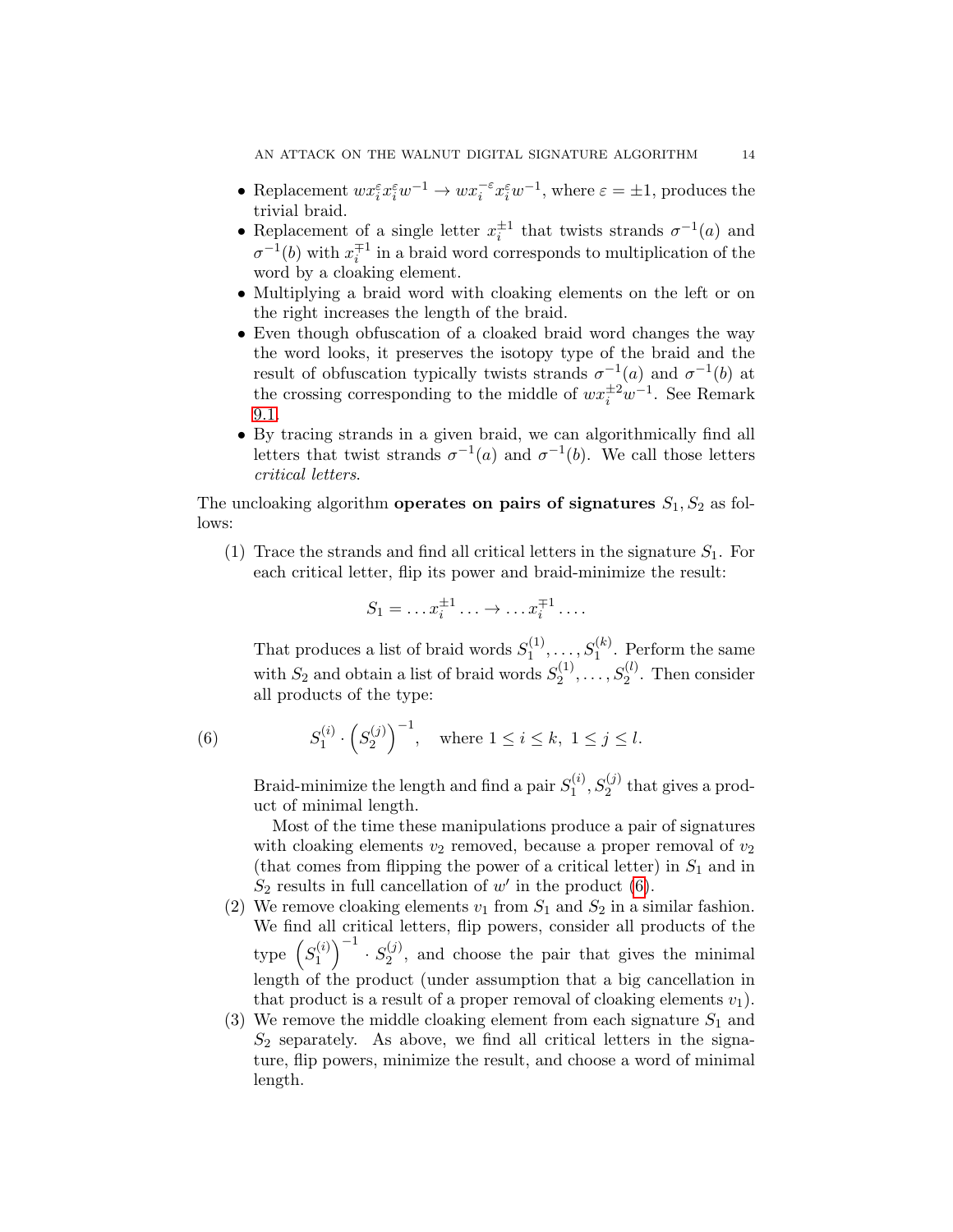- Replacement $wx_i^\varepsilon x_i^\varepsilon w^{-1} \to wx_i^{-\varepsilon} x_i^\varepsilon w^{-1}$, where $\varepsilon = \pm 1$, produces the trivial braid.
- Replacement of a single letter $x_i^{\pm 1}$ that twists strands $\sigma^{-1}(a)$ and $\sigma^{-1}(b)$ with $x_i^{\mp 1}$ in a braid word corresponds to multiplication of the word by a cloaking element.
- Multiplying a braid word with cloaking elements on the left or on the right increases the length of the braid.
- Even though obfuscation of a cloaked braid word changes the way the word looks, it preserves the isotopy type of the braid and the result of obfuscation typically twists strands $\sigma^{-1}(a)$ and $\sigma^{-1}(b)$ at the crossing corresponding to the middle of $wx_i^{\pm 2}w^{-1}$. See Remark 9.1.
- By tracing strands in a given braid, we can algorithmically find all letters that twist strands $\sigma^{-1}(a)$ and $\sigma^{-1}(b)$. We call those letters *critical letters*.

The uncloaking algorithm **operates on pairs of signatures** $S_1, S_2$ as follows:

(1) Trace the strands and find all critical letters in the signature $S_1$. For each critical letter, flip its power and braid-minimize the result:

$$S_1 = \ldots x_i^{\pm 1} \ldots \to \ldots x_i^{\mp 1} \ldots.$$

That produces a list of braid words $S_1^{(1)}, \ldots, S_1^{(k)}$. Perform the same with $S_2$ and obtain a list of braid words $S_2^{(1)}, \ldots, S_2^{(l)}$. Then consider all products of the type:

$$S_1^{(i)} \cdot \left(S_2^{(j)}\right)^{-1}, \quad \text{where } 1 \le i \le k,\ 1 \le j \le l. \tag{6}$$

Braid-minimize the length and find a pair $S_1^{(i)}, S_2^{(j)}$ that gives a product of minimal length.

Most of the time these manipulations produce a pair of signatures with cloaking elements $v_2$ removed, because a proper removal of $v_2$ (that comes from flipping the power of a critical letter) in $S_1$ and in $S_2$ results in full cancellation of $w'$ in the product (6).

(2) We remove cloaking elements $v_1$ from $S_1$ and $S_2$ in a similar fashion. We find all critical letters, flip powers, consider all products of the type $\left(S_1^{(i)}\right)^{-1} \cdot S_2^{(j)}$, and choose the pair that gives the minimal length of the product (under assumption that a big cancellation in that product is a result of a proper removal of cloaking elements $v_1$).

(3) We remove the middle cloaking element from each signature $S_1$ and $S_2$ separately. As above, we find all critical letters in the signature, flip powers, minimize the result, and choose a word of minimal length.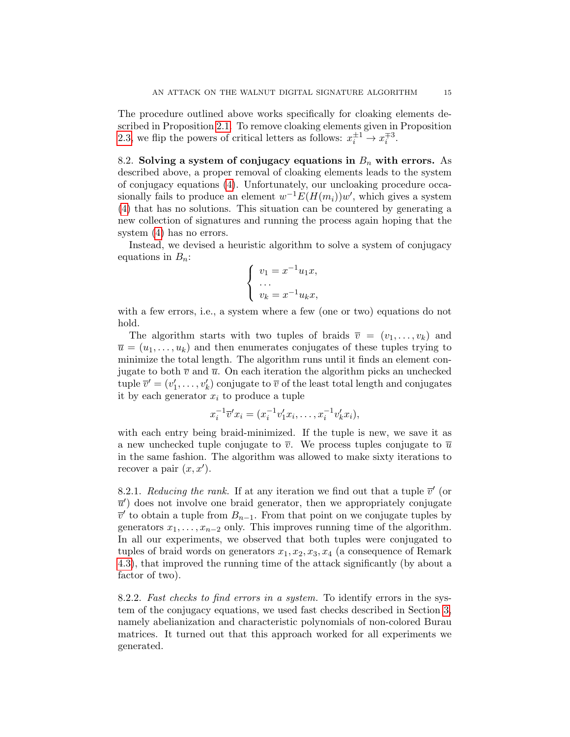The procedure outlined above works specifically for cloaking elements described in Proposition 2.1. To remove cloaking elements given in Proposition 2.3, we flip the powers of critical letters as follows: $x_i^{\pm 1} \to x_i^{\mp 3}$.

## 8.2. **Solving a system of conjugacy equations in $B_n$ with errors.**

As described above, a proper removal of cloaking elements leads to the system of conjugacy equations (4). Unfortunately, our uncloaking procedure occasionally fails to produce an element $w^{-1}E(H(m_i))w'$, which gives a system (4) that has no solutions. This situation can be countered by generating a new collection of signatures and running the process again hoping that the system (4) has no errors.

Instead, we devised a heuristic algorithm to solve a system of conjugacy equations in $B_n$:

$$\begin{cases} v_1 = x^{-1} u_1 x, \\ \dots \\ v_k = x^{-1} u_k x, \end{cases}$$

with a few errors, i.e., a system where a few (one or two) equations do not hold.

The algorithm starts with two tuples of braids $\overline{v} = (v_1, \dots, v_k)$ and $\overline{u} = (u_1, \dots, u_k)$ and then enumerates conjugates of these tuples trying to minimize the total length. The algorithm runs until it finds an element conjugate to both $\overline{v}$ and $\overline{u}$. On each iteration the algorithm picks an unchecked tuple $\overline{v}' = (v_1', \dots, v_k')$ conjugate to $\overline{v}$ of the least total length and conjugates it by each generator $x_i$ to produce a tuple

$$x_i^{-1} \overline{v}' x_i = (x_i^{-1} v_1' x_i, \dots, x_i^{-1} v_k' x_i),$$

with each entry being braid-minimized. If the tuple is new, we save it as a new unchecked tuple conjugate to $\overline{v}$. We process tuples conjugate to $\overline{u}$ in the same fashion. The algorithm was allowed to make sixty iterations to recover a pair $(x, x')$.

### 8.2.1. *Reducing the rank.*

If at any iteration we find out that a tuple $\overline{v}'$ (or $\overline{u}'$) does not involve one braid generator, then we appropriately conjugate $\overline{v}'$ to obtain a tuple from $B_{n-1}$. From that point on we conjugate tuples by generators $x_1, \dots, x_{n-2}$ only. This improves running time of the algorithm. In all our experiments, we observed that both tuples were conjugated to tuples of braid words on generators $x_1, x_2, x_3, x_4$ (a consequence of Remark 4.3), that improved the running time of the attack significantly (by about a factor of two).

### 8.2.2. *Fast checks to find errors in a system.*

To identify errors in the system of the conjugacy equations, we used fast checks described in Section 3, namely abelianization and characteristic polynomials of non-colored Burau matrices. It turned out that this approach worked for all experiments we generated.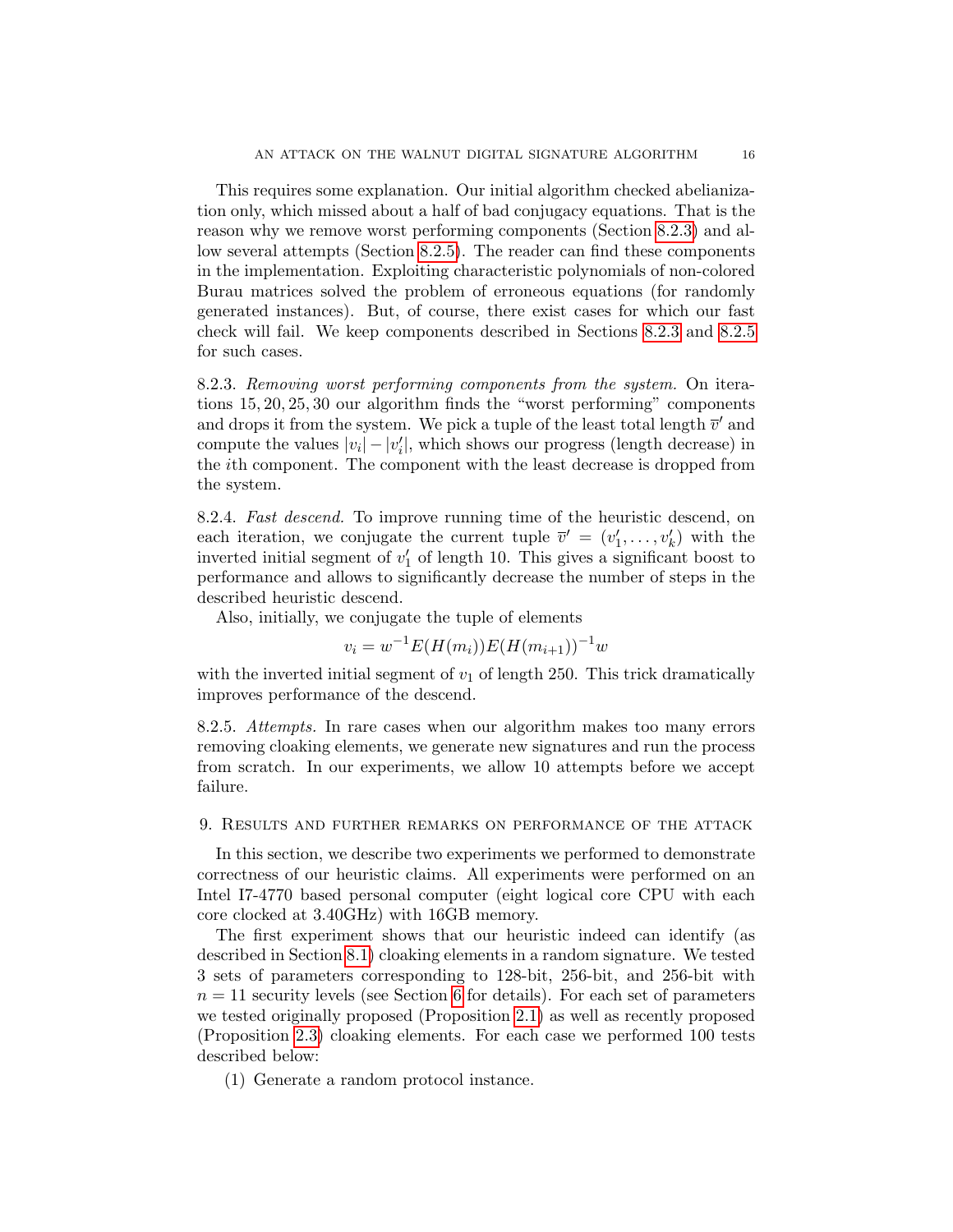This requires some explanation. Our initial algorithm checked abelianization only, which missed about a half of bad conjugacy equations. That is the reason why we remove worst performing components (Section 8.2.3) and allow several attempts (Section 8.2.5). The reader can find these components in the implementation. Exploiting characteristic polynomials of non-colored Burau matrices solved the problem of erroneous equations (for randomly generated instances). But, of course, there exist cases for which our fast check will fail. We keep components described in Sections 8.2.3 and 8.2.5 for such cases.

8.2.3. *Removing worst performing components from the system.* On iterations $15, 20, 25, 30$ our algorithm finds the "worst performing" components and drops it from the system. We pick a tuple of the least total length $\overline{v}'$ and compute the values $|v_i| - |v_i'|$, which shows our progress (length decrease) in the $i$th component. The component with the least decrease is dropped from the system.

8.2.4. *Fast descend.* To improve running time of the heuristic descend, on each iteration, we conjugate the current tuple $\overline{v}' = (v_1', \ldots, v_k')$ with the inverted initial segment of $v_1'$ of length 10. This gives a significant boost to performance and allows to significantly decrease the number of steps in the described heuristic descend.

Also, initially, we conjugate the tuple of elements

$$v_i = w^{-1}E(H(m_i))E(H(m_{i+1}))^{-1}w$$

with the inverted initial segment of $v_1$ of length 250. This trick dramatically improves performance of the descend.

8.2.5. *Attempts.* In rare cases when our algorithm makes too many errors removing cloaking elements, we generate new signatures and run the process from scratch. In our experiments, we allow 10 attempts before we accept failure.

## 9. Results and further remarks on performance of the attack

In this section, we describe two experiments we performed to demonstrate correctness of our heuristic claims. All experiments were performed on an Intel I7-4770 based personal computer (eight logical core CPU with each core clocked at 3.40GHz) with 16GB memory.

The first experiment shows that our heuristic indeed can identify (as described in Section 8.1) cloaking elements in a random signature. We tested 3 sets of parameters corresponding to 128-bit, 256-bit, and 256-bit with $n = 11$ security levels (see Section 6 for details). For each set of parameters we tested originally proposed (Proposition 2.1) as well as recently proposed (Proposition 2.3) cloaking elements. For each case we performed 100 tests described below:

(1) Generate a random protocol instance.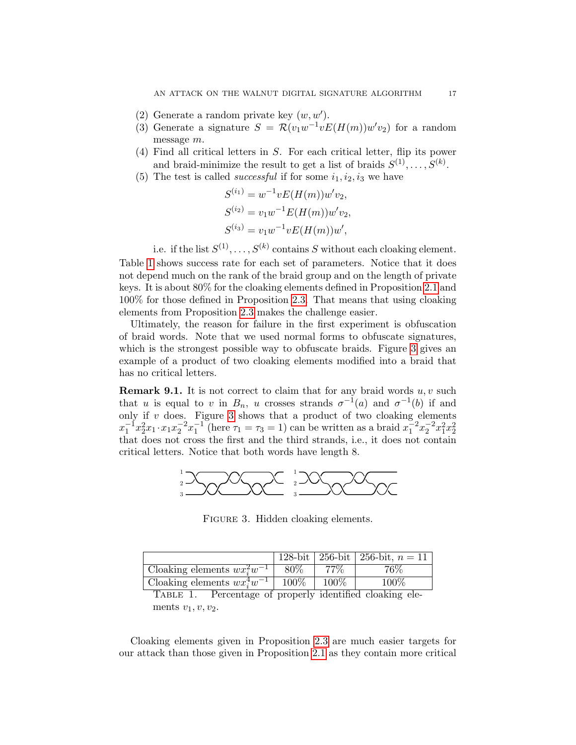(2) Generate a random private key $(w, w')$.
(3) Generate a signature $S = \mathcal{R}(v_1 w^{-1} v E(H(m)) w' v_2)$ for a random message $m$.
(4) Find all critical letters in $S$. For each critical letter, flip its power and braid-minimize the result to get a list of braids $S^{(1)}, \ldots, S^{(k)}$.
(5) The test is called *successful* if for some $i_1, i_2, i_3$ we have

$$S^{(i_1)} = w^{-1} v E(H(m)) w' v_2,$$
$$S^{(i_2)} = v_1 w^{-1} E(H(m)) w' v_2,$$
$$S^{(i_3)} = v_1 w^{-1} v E(H(m)) w',$$

i.e. if the list $S^{(1)}, \ldots, S^{(k)}$ contains $S$ without each cloaking element.

Table 1 shows success rate for each set of parameters. Notice that it does not depend much on the rank of the braid group and on the length of private keys. It is about 80% for the cloaking elements defined in Proposition 2.1 and 100% for those defined in Proposition 2.3. That means that using cloaking elements from Proposition 2.3 makes the challenge easier.

Ultimately, the reason for failure in the first experiment is obfuscation of braid words. Note that we used normal forms to obfuscate signatures, which is the strongest possible way to obfuscate braids. Figure 3 gives an example of a product of two cloaking elements modified into a braid that has no critical letters.

**Remark 9.1.** It is not correct to claim that for any braid words $u, v$ such that $u$ is equal to $v$ in $B_n$, $u$ crosses strands $\sigma^{-1}(a)$ and $\sigma^{-1}(b)$ if and only if $v$ does. Figure 3 shows that a product of two cloaking elements $x_1^{-1} x_2^2 x_1 \cdot x_1 x_2^{-2} x_1^{-1}$ (here $\tau_1 = \tau_3 = 1$) can be written as a braid $x_1^{-2} x_2^{-2} x_1^2 x_2^2$ that does not cross the first and the third strands, i.e., it does not contain critical letters. Notice that both words have length 8.

FIGURE 3. Hidden cloaking elements.

| | 128-bit | 256-bit | 256-bit, $n = 11$ |
|---|---|---|---|
| Cloaking elements $w x_i^2 w^{-1}$ | 80% | 77% | 76% |
| Cloaking elements $w x_i^4 w^{-1}$ | 100% | 100% | 100% |

TABLE 1. Percentage of properly identified cloaking elements $v_1, v, v_2$.

Cloaking elements given in Proposition 2.3 are much easier targets for our attack than those given in Proposition 2.1 as they contain more critical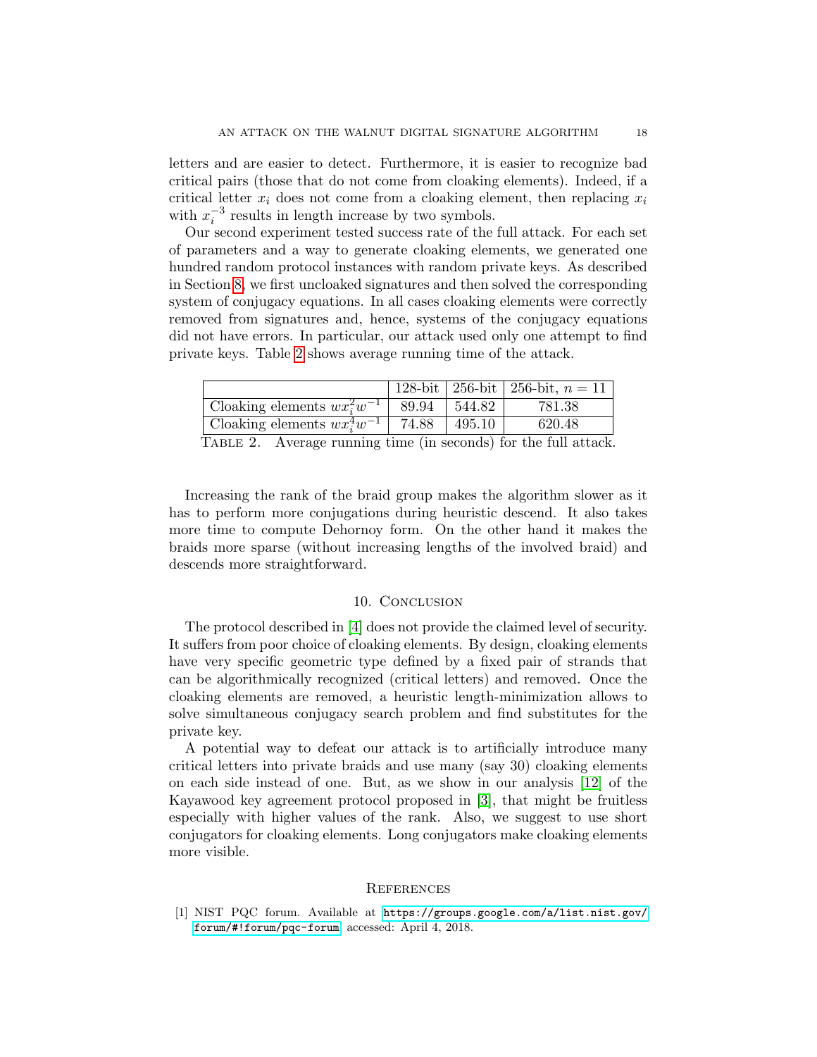letters and are easier to detect. Furthermore, it is easier to recognize bad critical pairs (those that do not come from cloaking elements). Indeed, if a critical letter $x_i$ does not come from a cloaking element, then replacing $x_i$ with $x_i^{-3}$ results in length increase by two symbols.

Our second experiment tested success rate of the full attack. For each set of parameters and a way to generate cloaking elements, we generated one hundred random protocol instances with random private keys. As described in Section 8, we first uncloaked signatures and then solved the corresponding system of conjugacy equations. In all cases cloaking elements were correctly removed from signatures and, hence, systems of the conjugacy equations did not have errors. In particular, our attack used only one attempt to find private keys. Table 2 shows average running time of the attack.

| | 128-bit | 256-bit | 256-bit, $n = 11$ |
|---|---|---|---|
| Cloaking elements $wx_i^2w^{-1}$ | 89.94 | 544.82 | 781.38 |
| Cloaking elements $wx_i^4w^{-1}$ | 74.88 | 495.10 | 620.48 |

Table 2. Average running time (in seconds) for the full attack.

Increasing the rank of the braid group makes the algorithm slower as it has to perform more conjugations during heuristic descend. It also takes more time to compute Dehornoy form. On the other hand it makes the braids more sparse (without increasing lengths of the involved braid) and descends more straightforward.

## 10. Conclusion

The protocol described in [4] does not provide the claimed level of security. It suffers from poor choice of cloaking elements. By design, cloaking elements have very specific geometric type defined by a fixed pair of strands that can be algorithmically recognized (critical letters) and removed. Once the cloaking elements are removed, a heuristic length-minimization allows to solve simultaneous conjugacy search problem and find substitutes for the private key.

A potential way to defeat our attack is to artificially introduce many critical letters into private braids and use many (say 30) cloaking elements on each side instead of one. But, as we show in our analysis [12] of the Kayawood key agreement protocol proposed in [3], that might be fruitless especially with higher values of the rank. Also, we suggest to use short conjugators for cloaking elements. Long conjugators make cloaking elements more visible.

## References

[1] NIST PQC forum. Available at https://groups.google.com/a/list.nist.gov/forum/#!forum/pqc-forum, accessed: April 4, 2018.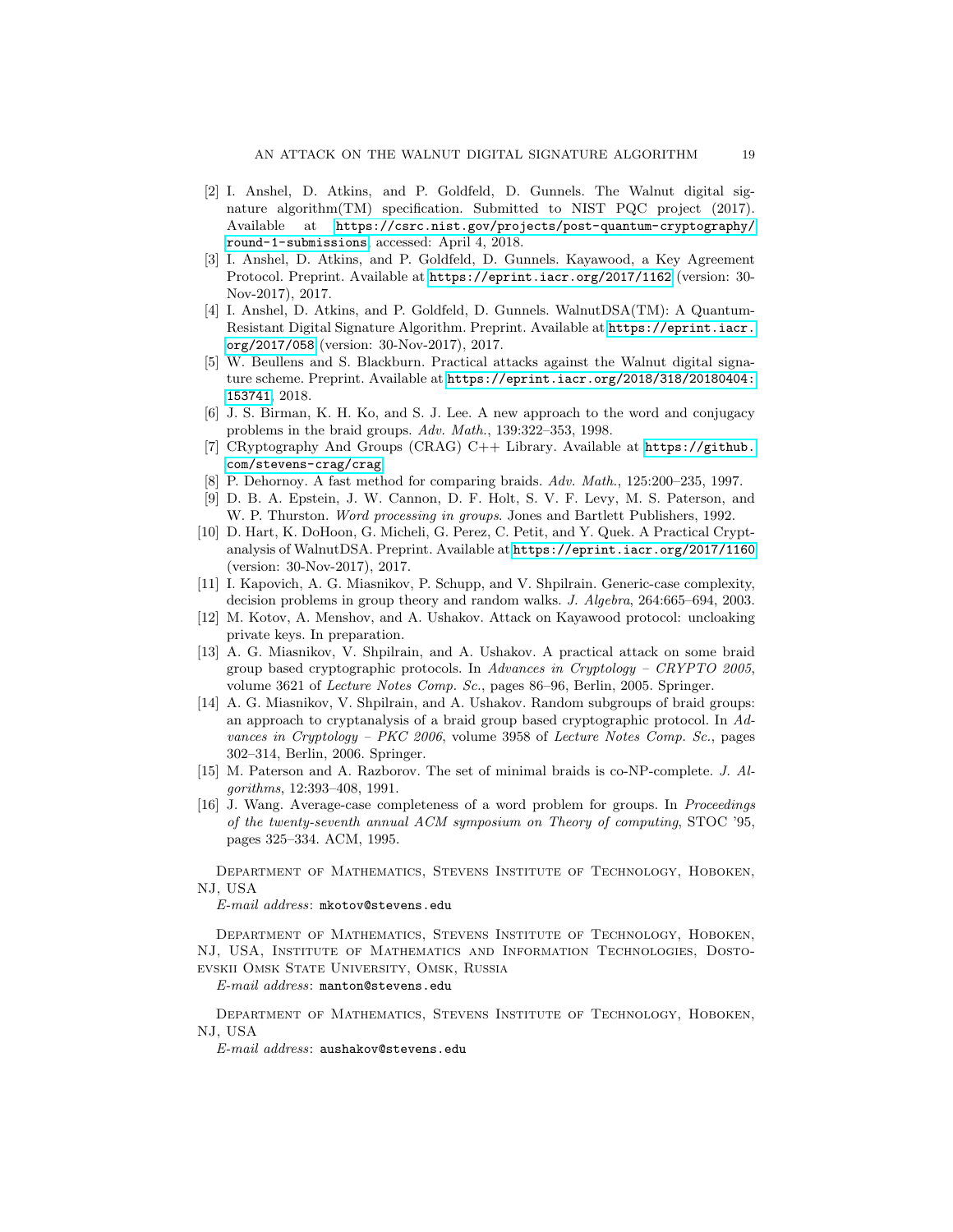[2] I. Anshel, D. Atkins, and P. Goldfeld, D. Gunnels. The Walnut digital signature algorithm(TM) specification. Submitted to NIST PQC project (2017). Available at https://csrc.nist.gov/projects/post-quantum-cryptography/round-1-submissions, accessed: April 4, 2018.

[3] I. Anshel, D. Atkins, and P. Goldfeld, D. Gunnels. Kayawood, a Key Agreement Protocol. Preprint. Available at https://eprint.iacr.org/2017/1162 (version: 30-Nov-2017), 2017.

[4] I. Anshel, D. Atkins, and P. Goldfeld, D. Gunnels. WalnutDSA(TM): A Quantum-Resistant Digital Signature Algorithm. Preprint. Available at https://eprint.iacr.org/2017/058 (version: 30-Nov-2017), 2017.

[5] W. Beullens and S. Blackburn. Practical attacks against the Walnut digital signature scheme. Preprint. Available at https://eprint.iacr.org/2018/318/20180404:153741, 2018.

[6] J. S. Birman, K. H. Ko, and S. J. Lee. A new approach to the word and conjugacy problems in the braid groups. *Adv. Math.*, 139:322–353, 1998.

[7] CRyptography And Groups (CRAG) C++ Library. Available at https://github.com/stevens-crag/crag.

[8] P. Dehornoy. A fast method for comparing braids. *Adv. Math.*, 125:200–235, 1997.

[9] D. B. A. Epstein, J. W. Cannon, D. F. Holt, S. V. F. Levy, M. S. Paterson, and W. P. Thurston. *Word processing in groups*. Jones and Bartlett Publishers, 1992.

[10] D. Hart, K. DoHoon, G. Micheli, G. Perez, C. Petit, and Y. Quek. A Practical Cryptanalysis of WalnutDSA. Preprint. Available at https://eprint.iacr.org/2017/1160 (version: 30-Nov-2017), 2017.

[11] I. Kapovich, A. G. Miasnikov, P. Schupp, and V. Shpilrain. Generic-case complexity, decision problems in group theory and random walks. *J. Algebra*, 264:665–694, 2003.

[12] M. Kotov, A. Menshov, and A. Ushakov. Attack on Kayawood protocol: uncloaking private keys. In preparation.

[13] A. G. Miasnikov, V. Shpilrain, and A. Ushakov. A practical attack on some braid group based cryptographic protocols. In *Advances in Cryptology – CRYPTO 2005*, volume 3621 of *Lecture Notes Comp. Sc.*, pages 86–96, Berlin, 2005. Springer.

[14] A. G. Miasnikov, V. Shpilrain, and A. Ushakov. Random subgroups of braid groups: an approach to cryptanalysis of a braid group based cryptographic protocol. In *Advances in Cryptology – PKC 2006*, volume 3958 of *Lecture Notes Comp. Sc.*, pages 302–314, Berlin, 2006. Springer.

[15] M. Paterson and A. Razborov. The set of minimal braids is co-NP-complete. *J. Algorithms*, 12:393–408, 1991.

[16] J. Wang. Average-case completeness of a word problem for groups. In *Proceedings of the twenty-seventh annual ACM symposium on Theory of computing*, STOC '95, pages 325–334. ACM, 1995.

Department of Mathematics, Stevens Institute of Technology, Hoboken, NJ, USA

*E-mail address*: mkotov@stevens.edu

Department of Mathematics, Stevens Institute of Technology, Hoboken, NJ, USA, Institute of Mathematics and Information Technologies, Dostoevskii Omsk State University, Omsk, Russia

*E-mail address*: manton@stevens.edu

Department of Mathematics, Stevens Institute of Technology, Hoboken, NJ, USA

*E-mail address*: aushakov@stevens.edu